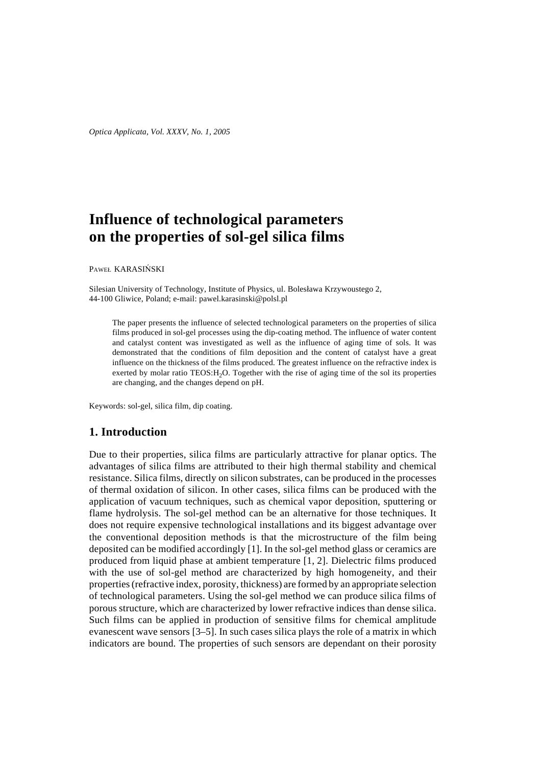# Influence of technological parameters on the properties of sol-gel silica films

PAWEŁ KARASIŃSKI

Silesian University of Technology, Institute of Physics, ul. Bolesława Krzywoustego 2, 44-100 Gliwice, Poland; e-mail: pawel.karasinski@polsl.pl

The paper presents the influence of selected technological parameters on the properties of silica films produced in sol-gel processes using the dip-coating method. The influence of water content and catalyst content was investigated as well as the influence of aging time of sols. It was demonstrated that the conditions of film deposition and the content of catalyst have a great influence on the thickness of the films produced. The greatest influence on the refractive index is exerted by molar ratio TEOS:$H_2O$. Together with the rise of aging time of the sol its properties are changing, and the changes depend on pH.

Keywords: sol-gel, silica film, dip coating.

## 1. Introduction

Due to their properties, silica films are particularly attractive for planar optics. The advantages of silica films are attributed to their high thermal stability and chemical resistance. Silica films, directly on silicon substrates, can be produced in the processes of thermal oxidation of silicon. In other cases, silica films can be produced with the application of vacuum techniques, such as chemical vapor deposition, sputtering or flame hydrolysis. The sol-gel method can be an alternative for those techniques. It does not require expensive technological installations and its biggest advantage over the conventional deposition methods is that the microstructure of the film being deposited can be modified accordingly [1]. In the sol-gel method glass or ceramics are produced from liquid phase at ambient temperature [1, 2]. Dielectric films produced with the use of sol-gel method are characterized by high homogeneity, and their properties (refractive index, porosity, thickness) are formed by an appropriate selection of technological parameters. Using the sol-gel method we can produce silica films of porous structure, which are characterized by lower refractive indices than dense silica. Such films can be applied in production of sensitive films for chemical amplitude evanescent wave sensors [3–5]. In such cases silica plays the role of a matrix in which indicators are bound. The properties of such sensors are dependant on their porosity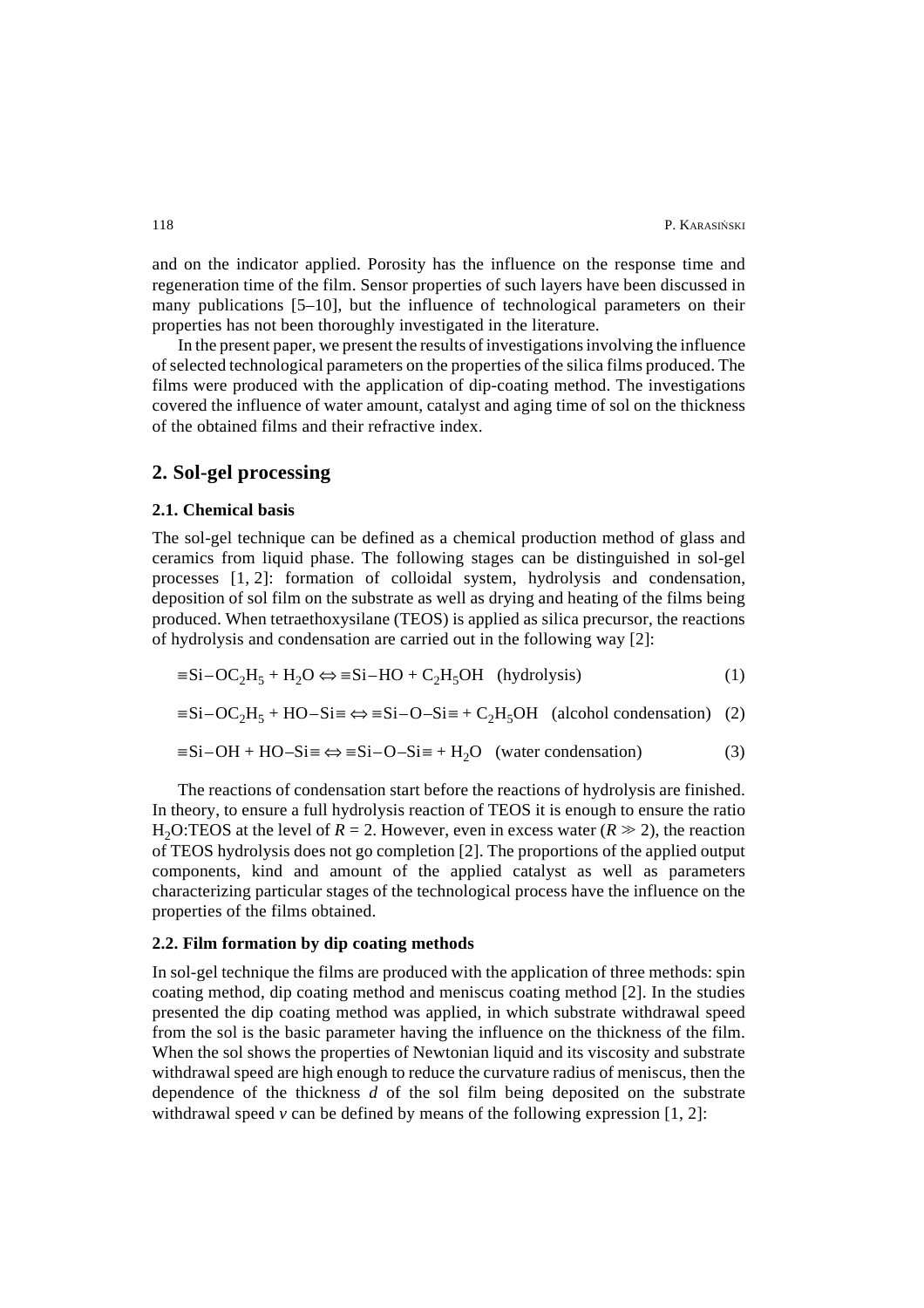and on the indicator applied. Porosity has the influence on the response time and regeneration time of the film. Sensor properties of such layers have been discussed in many publications [5–10], but the influence of technological parameters on their properties has not been thoroughly investigated in the literature.

In the present paper, we present the results of investigations involving the influence of selected technological parameters on the properties of the silica films produced. The films were produced with the application of dip-coating method. The investigations covered the influence of water amount, catalyst and aging time of sol on the thickness of the obtained films and their refractive index.

## 2. Sol-gel processing

### 2.1. Chemical basis

The sol-gel technique can be defined as a chemical production method of glass and ceramics from liquid phase. The following stages can be distinguished in sol-gel processes [1, 2]: formation of colloidal system, hydrolysis and condensation, deposition of sol film on the substrate as well as drying and heating of the films being produced. When tetraethoxysilane (TEOS) is applied as silica precursor, the reactions of hydrolysis and condensation are carried out in the following way [2]:

$$\equiv \mathrm{Si{-}OC_2H_5} + \mathrm{H_2O} \Leftrightarrow \equiv \mathrm{Si{-}HO} + \mathrm{C_2H_5OH} \quad \text{(hydrolysis)} \tag{1}$$

$$\equiv \mathrm{Si{-}OC_2H_5} + \mathrm{HO{-}Si} \equiv \; \Leftrightarrow \; \equiv \mathrm{Si{-}O{-}Si} \equiv + \mathrm{C_2H_5OH} \quad \text{(alcohol condensation)} \tag{2}$$

$$\equiv \mathrm{Si{-}OH} + \mathrm{HO{-}Si} \equiv \; \Leftrightarrow \; \equiv \mathrm{Si{-}O{-}Si} \equiv + \mathrm{H_2O} \quad \text{(water condensation)} \tag{3}$$

The reactions of condensation start before the reactions of hydrolysis are finished. In theory, to ensure a full hydrolysis reaction of TEOS it is enough to ensure the ratio $H_2O$:TEOS at the level of $R = 2$. However, even in excess water ($R \gg 2$), the reaction of TEOS hydrolysis does not go completion [2]. The proportions of the applied output components, kind and amount of the applied catalyst as well as parameters characterizing particular stages of the technological process have the influence on the properties of the films obtained.

### 2.2. Film formation by dip coating methods

In sol-gel technique the films are produced with the application of three methods: spin coating method, dip coating method and meniscus coating method [2]. In the studies presented the dip coating method was applied, in which substrate withdrawal speed from the sol is the basic parameter having the influence on the thickness of the film. When the sol shows the properties of Newtonian liquid and its viscosity and substrate withdrawal speed are high enough to reduce the curvature radius of meniscus, then the dependence of the thickness $d$ of the sol film being deposited on the substrate withdrawal speed $v$ can be defined by means of the following expression [1, 2]: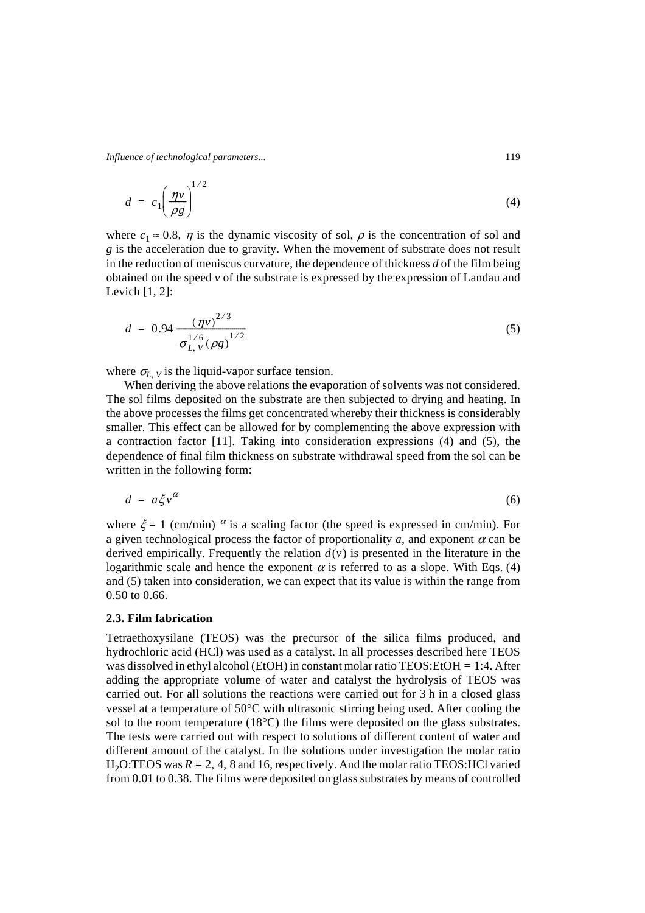$$d = c_1 \left( \frac{\eta v}{\rho g} \right)^{1/2} \tag{4}$$

where $c_1 \approx 0.8$, $\eta$ is the dynamic viscosity of sol, $\rho$ is the concentration of sol and $g$ is the acceleration due to gravity. When the movement of substrate does not result in the reduction of meniscus curvature, the dependence of thickness $d$ of the film being obtained on the speed $v$ of the substrate is expressed by the expression of Landau and Levich [1, 2]:

$$d = 0.94 \frac{(\eta v)^{2/3}}{\sigma_{L,V}^{1/6} (\rho g)^{1/2}} \tag{5}$$

where $\sigma_{L,V}$ is the liquid-vapor surface tension.

When deriving the above relations the evaporation of solvents was not considered. The sol films deposited on the substrate are then subjected to drying and heating. In the above processes the films get concentrated whereby their thickness is considerably smaller. This effect can be allowed for by complementing the above expression with a contraction factor [11]. Taking into consideration expressions (4) and (5), the dependence of final film thickness on substrate withdrawal speed from the sol can be written in the following form:

$$d = a \xi v^{\alpha} \tag{6}$$

where $\xi = 1$ (cm/min)$^{-\alpha}$ is a scaling factor (the speed is expressed in cm/min). For a given technological process the factor of proportionality $a$, and exponent $\alpha$ can be derived empirically. Frequently the relation $d(v)$ is presented in the literature in the logarithmic scale and hence the exponent $\alpha$ is referred to as a slope. With Eqs. (4) and (5) taken into consideration, we can expect that its value is within the range from 0.50 to 0.66.

### 2.3. Film fabrication

Tetraethoxysilane (TEOS) was the precursor of the silica films produced, and hydrochloric acid (HCl) was used as a catalyst. In all processes described here TEOS was dissolved in ethyl alcohol (EtOH) in constant molar ratio TEOS:EtOH = 1:4. After adding the appropriate volume of water and catalyst the hydrolysis of TEOS was carried out. For all solutions the reactions were carried out for 3 h in a closed glass vessel at a temperature of 50°C with ultrasonic stirring being used. After cooling the sol to the room temperature (18°C) the films were deposited on the glass substrates. The tests were carried out with respect to solutions of different content of water and different amount of the catalyst. In the solutions under investigation the molar ratio $H_2O$:TEOS was $R$ = 2, 4, 8 and 16, respectively. And the molar ratio TEOS:HCl varied from 0.01 to 0.38. The films were deposited on glass substrates by means of controlled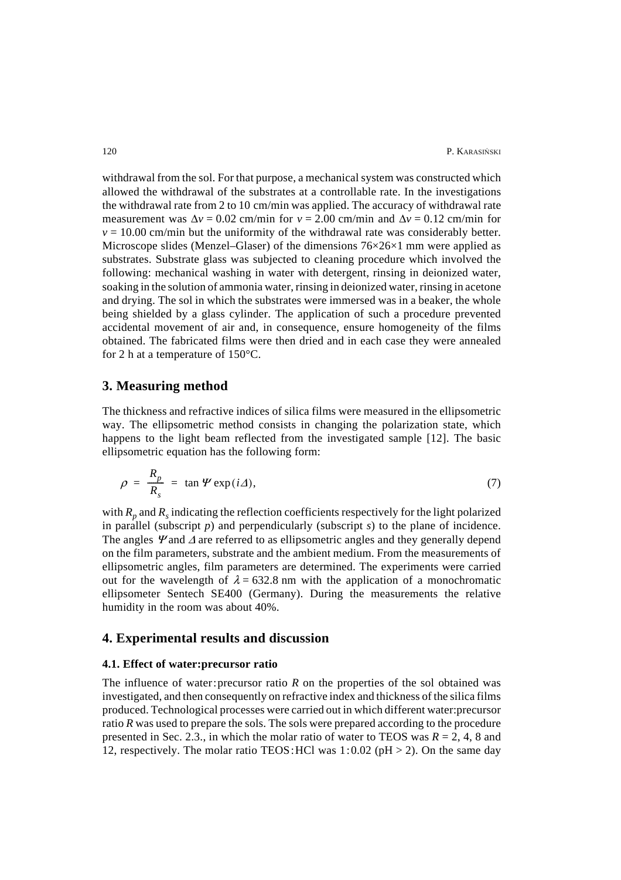withdrawal from the sol. For that purpose, a mechanical system was constructed which allowed the withdrawal of the substrates at a controllable rate. In the investigations the withdrawal rate from 2 to 10 cm/min was applied. The accuracy of withdrawal rate measurement was $\Delta v = 0.02$ cm/min for $v = 2.00$ cm/min and $\Delta v = 0.12$ cm/min for $v = 10.00$ cm/min but the uniformity of the withdrawal rate was considerably better. Microscope slides (Menzel–Glaser) of the dimensions 76×26×1 mm were applied as substrates. Substrate glass was subjected to cleaning procedure which involved the following: mechanical washing in water with detergent, rinsing in deionized water, soaking in the solution of ammonia water, rinsing in deionized water, rinsing in acetone and drying. The sol in which the substrates were immersed was in a beaker, the whole being shielded by a glass cylinder. The application of such a procedure prevented accidental movement of air and, in consequence, ensure homogeneity of the films obtained. The fabricated films were then dried and in each case they were annealed for 2 h at a temperature of 150°C.

## 3. Measuring method

The thickness and refractive indices of silica films were measured in the ellipsometric way. The ellipsometric method consists in changing the polarization state, which happens to the light beam reflected from the investigated sample [12]. The basic ellipsometric equation has the following form:

$$\rho = \frac{R_p}{R_s} = \tan \Psi \exp(i\Delta), \tag{7}$$

with $R_p$ and $R_s$ indicating the reflection coefficients respectively for the light polarized in parallel (subscript *p*) and perpendicularly (subscript *s*) to the plane of incidence. The angles $\Psi$ and $\Delta$ are referred to as ellipsometric angles and they generally depend on the film parameters, substrate and the ambient medium. From the measurements of ellipsometric angles, film parameters are determined. The experiments were carried out for the wavelength of $\lambda = 632.8$ nm with the application of a monochromatic ellipsometer Sentech SE400 (Germany). During the measurements the relative humidity in the room was about 40%.

## 4. Experimental results and discussion

### 4.1. Effect of water:precursor ratio

The influence of water:precursor ratio *R* on the properties of the sol obtained was investigated, and then consequently on refractive index and thickness of the silica films produced. Technological processes were carried out in which different water:precursor ratio *R* was used to prepare the sols. The sols were prepared according to the procedure presented in Sec. 2.3., in which the molar ratio of water to TEOS was $R = 2$, 4, 8 and 12, respectively. The molar ratio TEOS:HCl was 1:0.02 (pH > 2). On the same day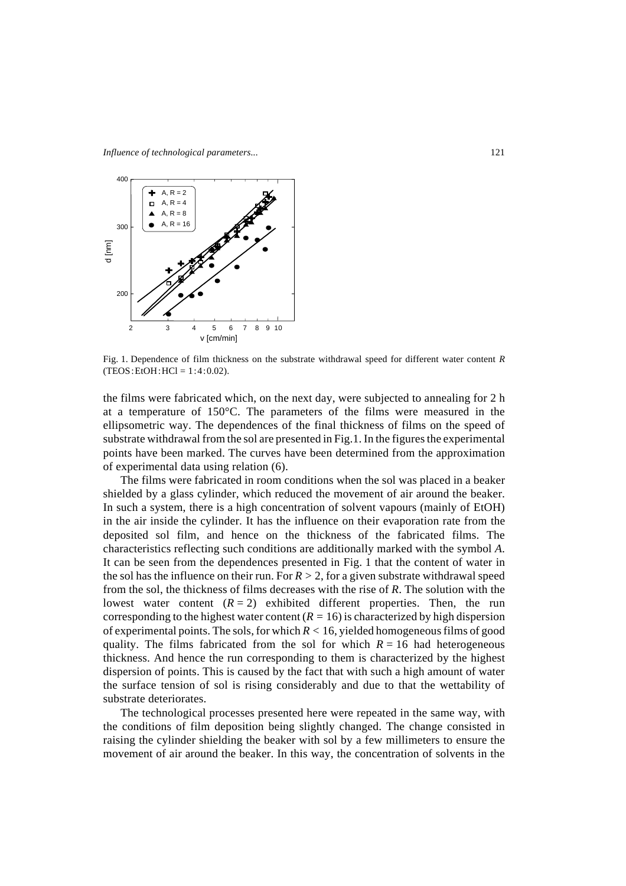Fig. 1. Dependence of film thickness on the substrate withdrawal speed for different water content *R* (TEOS : EtOH : HCl = 1 : 4 : 0.02).

the films were fabricated which, on the next day, were subjected to annealing for 2 h at a temperature of 150°C. The parameters of the films were measured in the ellipsometric way. The dependences of the final thickness of films on the speed of substrate withdrawal from the sol are presented in Fig.1. In the figures the experimental points have been marked. The curves have been determined from the approximation of experimental data using relation (6).

The films were fabricated in room conditions when the sol was placed in a beaker shielded by a glass cylinder, which reduced the movement of air around the beaker. In such a system, there is a high concentration of solvent vapours (mainly of EtOH) in the air inside the cylinder. It has the influence on their evaporation rate from the deposited sol film, and hence on the thickness of the fabricated films. The characteristics reflecting such conditions are additionally marked with the symbol *A*. It can be seen from the dependences presented in Fig. 1 that the content of water in the sol has the influence on their run. For $R > 2$, for a given substrate withdrawal speed from the sol, the thickness of films decreases with the rise of *R*. The solution with the lowest water content ($R = 2$) exhibited different properties. Then, the run corresponding to the highest water content ($R = 16$) is characterized by high dispersion of experimental points. The sols, for which $R < 16$, yielded homogeneous films of good quality. The films fabricated from the sol for which $R = 16$ had heterogeneous thickness. And hence the run corresponding to them is characterized by the highest dispersion of points. This is caused by the fact that with such a high amount of water the surface tension of sol is rising considerably and due to that the wettability of substrate deteriorates.

The technological processes presented here were repeated in the same way, with the conditions of film deposition being slightly changed. The change consisted in raising the cylinder shielding the beaker with sol by a few millimeters to ensure the movement of air around the beaker. In this way, the concentration of solvents in the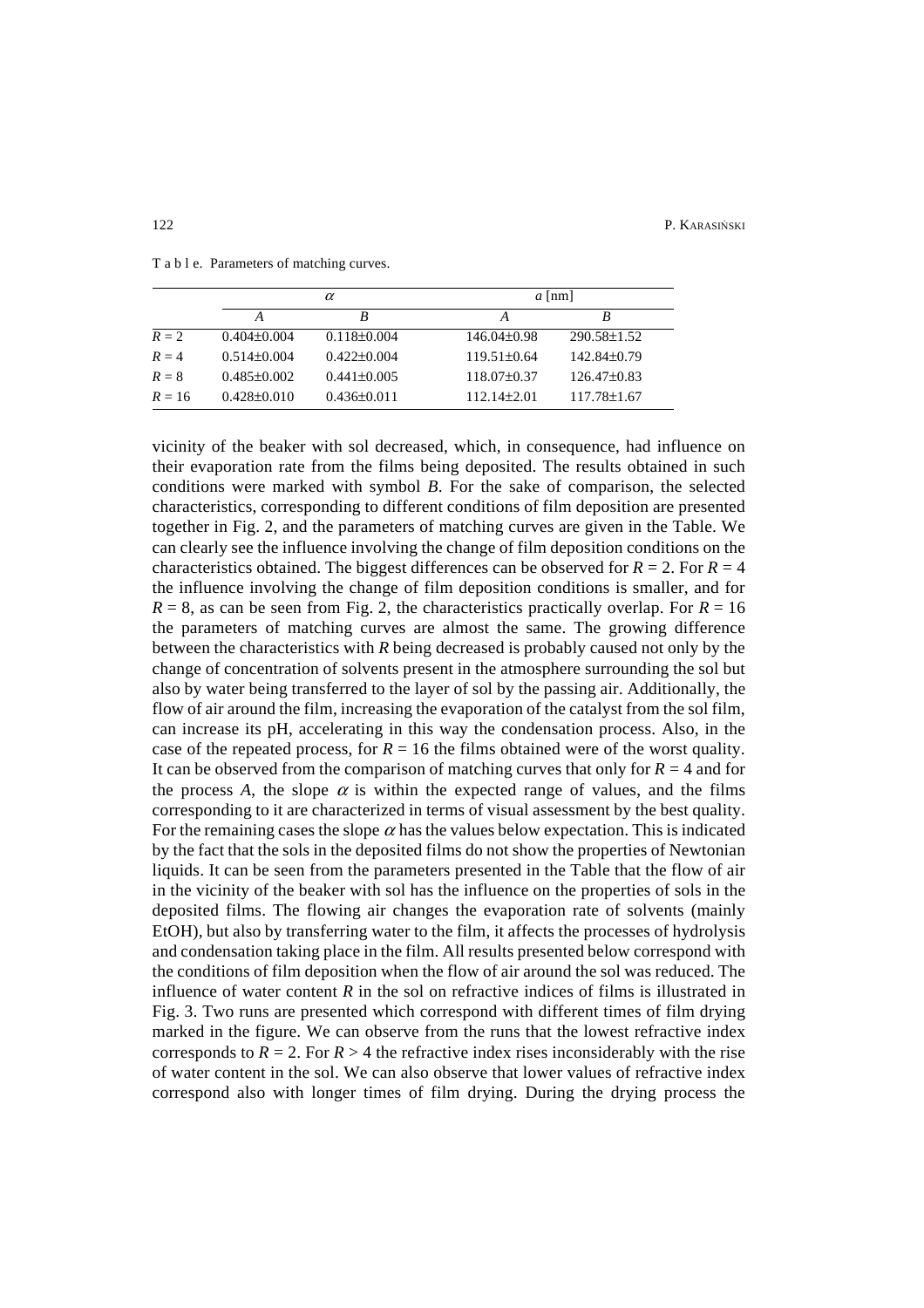Table. Parameters of matching curves.

| | $\alpha$ | | $a$ [nm] | |
|---|---|---|---|---|
| | *A* | *B* | *A* | *B* |
| $R = 2$ | 0.404±0.004 | 0.118±0.004 | 146.04±0.98 | 290.58±1.52 |
| $R = 4$ | 0.514±0.004 | 0.422±0.004 | 119.51±0.64 | 142.84±0.79 |
| $R = 8$ | 0.485±0.002 | 0.441±0.005 | 118.07±0.37 | 126.47±0.83 |
| $R = 16$ | 0.428±0.010 | 0.436±0.011 | 112.14±2.01 | 117.78±1.67 |

vicinity of the beaker with sol decreased, which, in consequence, had influence on their evaporation rate from the films being deposited. The results obtained in such conditions were marked with symbol *B*. For the sake of comparison, the selected characteristics, corresponding to different conditions of film deposition are presented together in Fig. 2, and the parameters of matching curves are given in the Table. We can clearly see the influence involving the change of film deposition conditions on the characteristics obtained. The biggest differences can be observed for $R = 2$. For $R = 4$ the influence involving the change of film deposition conditions is smaller, and for $R = 8$, as can be seen from Fig. 2, the characteristics practically overlap. For $R = 16$ the parameters of matching curves are almost the same. The growing difference between the characteristics with $R$ being decreased is probably caused not only by the change of concentration of solvents present in the atmosphere surrounding the sol but also by water being transferred to the layer of sol by the passing air. Additionally, the flow of air around the film, increasing the evaporation of the catalyst from the sol film, can increase its pH, accelerating in this way the condensation process. Also, in the case of the repeated process, for $R = 16$ the films obtained were of the worst quality. It can be observed from the comparison of matching curves that only for $R = 4$ and for the process *A*, the slope $\alpha$ is within the expected range of values, and the films corresponding to it are characterized in terms of visual assessment by the best quality. For the remaining cases the slope $\alpha$ has the values below expectation. This is indicated by the fact that the sols in the deposited films do not show the properties of Newtonian liquids. It can be seen from the parameters presented in the Table that the flow of air in the vicinity of the beaker with sol has the influence on the properties of sols in the deposited films. The flowing air changes the evaporation rate of solvents (mainly EtOH), but also by transferring water to the film, it affects the processes of hydrolysis and condensation taking place in the film. All results presented below correspond with the conditions of film deposition when the flow of air around the sol was reduced. The influence of water content $R$ in the sol on refractive indices of films is illustrated in Fig. 3. Two runs are presented which correspond with different times of film drying marked in the figure. We can observe from the runs that the lowest refractive index corresponds to $R = 2$. For $R > 4$ the refractive index rises inconsiderably with the rise of water content in the sol. We can also observe that lower values of refractive index correspond also with longer times of film drying. During the drying process the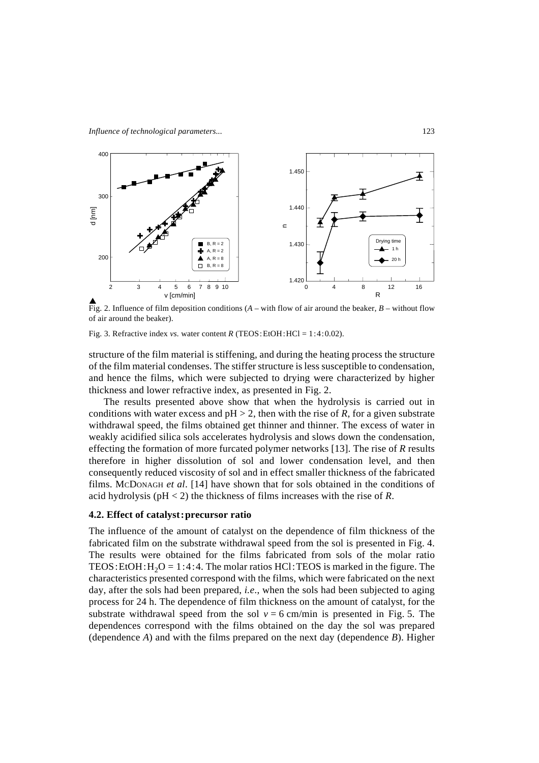Fig. 2. Influence of film deposition conditions (*A* – with flow of air around the beaker, *B* – without flow of air around the beaker).

Fig. 3. Refractive index *vs.* water content *R* (TEOS : EtOH : HCl = 1 : 4 : 0.02).

structure of the film material is stiffening, and during the heating process the structure of the film material condenses. The stiffer structure is less susceptible to condensation, and hence the films, which were subjected to drying were characterized by higher thickness and lower refractive index, as presented in Fig. 2.

The results presented above show that when the hydrolysis is carried out in conditions with water excess and pH > 2, then with the rise of *R*, for a given substrate withdrawal speed, the films obtained get thinner and thinner. The excess of water in weakly acidified silica sols accelerates hydrolysis and slows down the condensation, effecting the formation of more furcated polymer networks [13]. The rise of *R* results therefore in higher dissolution of sol and lower condensation level, and then consequently reduced viscosity of sol and in effect smaller thickness of the fabricated films. McDonagh *et al*. [14] have shown that for sols obtained in the conditions of acid hydrolysis (pH < 2) the thickness of films increases with the rise of *R*.

### 4.2. Effect of catalyst : precursor ratio

The influence of the amount of catalyst on the dependence of film thickness of the fabricated film on the substrate withdrawal speed from the sol is presented in Fig. 4. The results were obtained for the films fabricated from sols of the molar ratio TEOS : EtOH : $H_2O$ = 1 : 4 : 4. The molar ratios HCl : TEOS is marked in the figure. The characteristics presented correspond with the films, which were fabricated on the next day, after the sols had been prepared, *i.e.*, when the sols had been subjected to aging process for 24 h. The dependence of film thickness on the amount of catalyst, for the substrate withdrawal speed from the sol $v = 6$ cm/min is presented in Fig. 5. The dependences correspond with the films obtained on the day the sol was prepared (dependence *A*) and with the films prepared on the next day (dependence *B*). Higher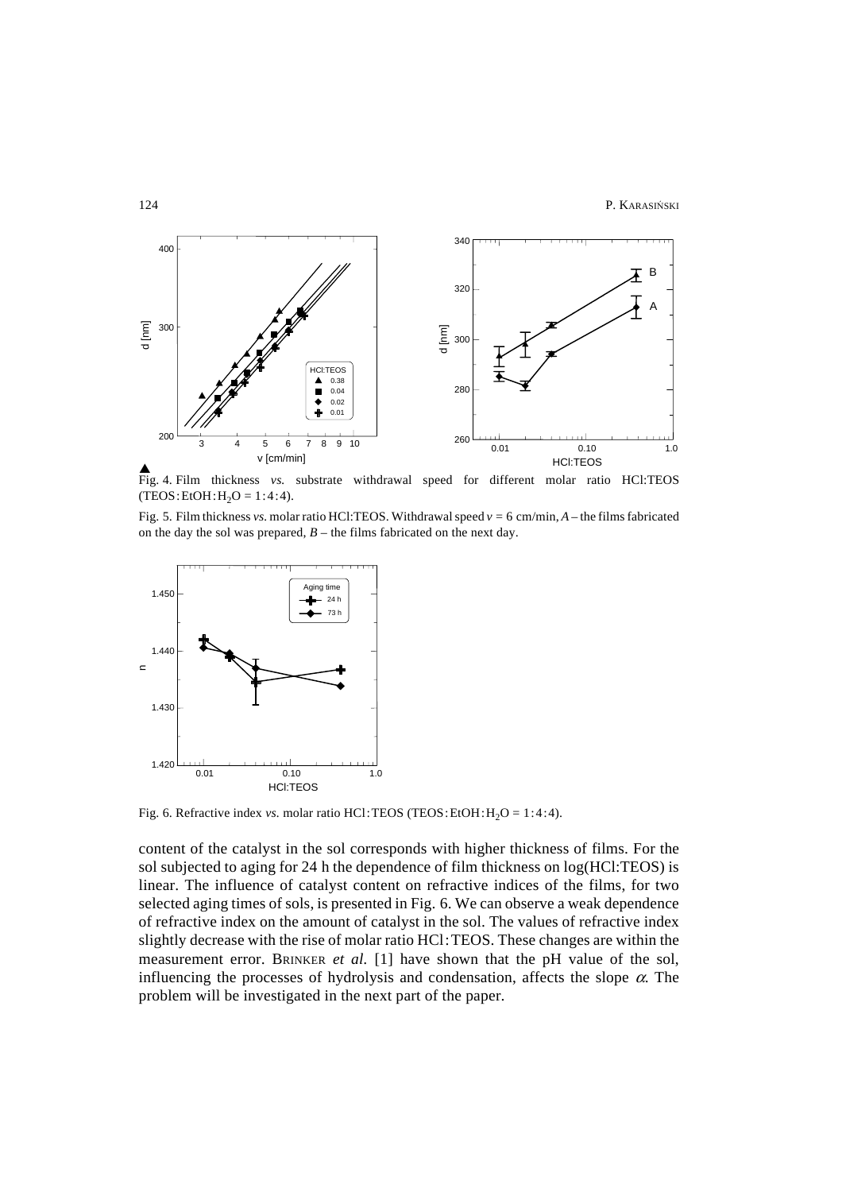Fig. 4. Film thickness *vs.* substrate withdrawal speed for different molar ratio HCl:TEOS (TEOS:EtOH:$H_2O$ = 1:4:4).

Fig. 5. Film thickness *vs.* molar ratio HCl:TEOS. Withdrawal speed $v$ = 6 cm/min, *A* – the films fabricated on the day the sol was prepared, *B* – the films fabricated on the next day.

Fig. 6. Refractive index *vs.* molar ratio HCl:TEOS (TEOS:EtOH:$H_2O$ = 1:4:4).

content of the catalyst in the sol corresponds with higher thickness of films. For the sol subjected to aging for 24 h the dependence of film thickness on log(HCl:TEOS) is linear. The influence of catalyst content on refractive indices of the films, for two selected aging times of sols, is presented in Fig. 6. We can observe a weak dependence of refractive index on the amount of catalyst in the sol. The values of refractive index slightly decrease with the rise of molar ratio HCl:TEOS. These changes are within the measurement error. BRINKER *et al.* [1] have shown that the pH value of the sol, influencing the processes of hydrolysis and condensation, affects the slope $\alpha$. The problem will be investigated in the next part of the paper.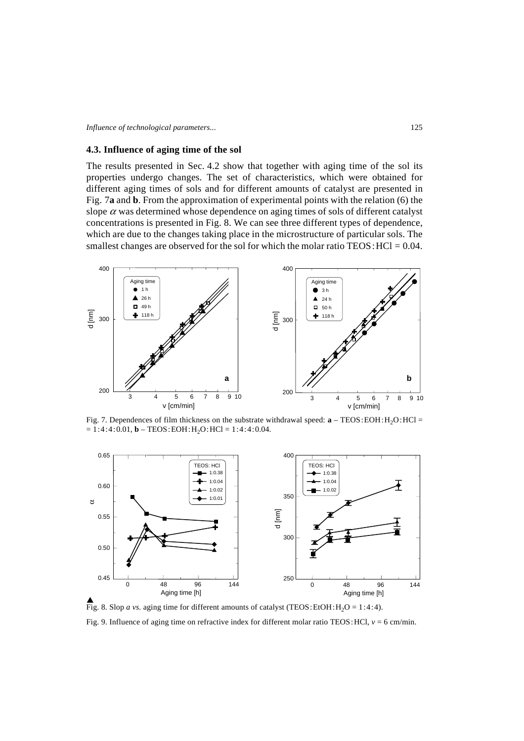### 4.3. Influence of aging time of the sol

The results presented in Sec. 4.2 show that together with aging time of the sol its properties undergo changes. The set of characteristics, which were obtained for different aging times of sols and for different amounts of catalyst are presented in Fig. 7**a** and **b**. From the approximation of experimental points with the relation (6) the slope $\alpha$ was determined whose dependence on aging times of sols of different catalyst concentrations is presented in Fig. 8. We can see three different types of dependence, which are due to the changes taking place in the microstructure of particular sols. The smallest changes are observed for the sol for which the molar ratio TEOS : HCl = 0.04.

Fig. 7. Dependences of film thickness on the substrate withdrawal speed: **a** – TEOS : EOH : $H_2O$ : HCl = = 1 : 4 : 4 : 0.01, **b** – TEOS : EOH : $H_2O$ : HCl = 1 : 4 : 4 : 0.04.

Fig. 8. Slop *a vs.* aging time for different amounts of catalyst (TEOS : EtOH : $H_2O$ = 1 : 4 : 4).

Fig. 9. Influence of aging time on refractive index for different molar ratio TEOS : HCl, $v$ = 6 cm/min.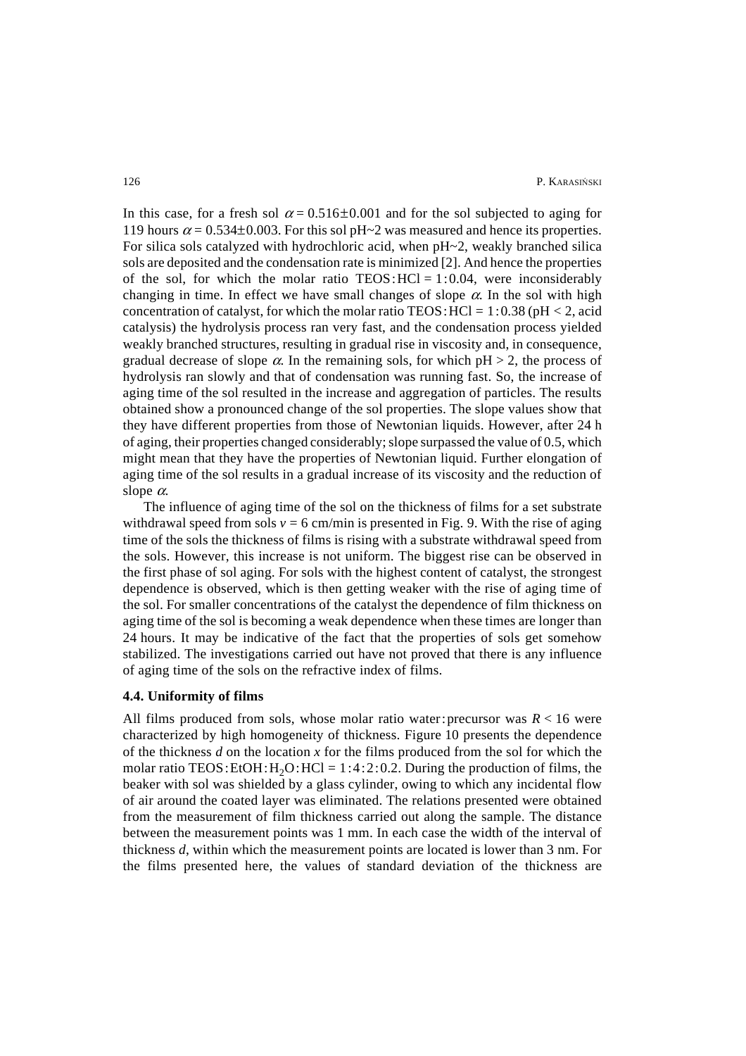In this case, for a fresh sol $\alpha = 0.516 \pm 0.001$ and for the sol subjected to aging for 119 hours $\alpha = 0.534 \pm 0.003$. For this sol pH~2 was measured and hence its properties. For silica sols catalyzed with hydrochloric acid, when pH~2, weakly branched silica sols are deposited and the condensation rate is minimized [2]. And hence the properties of the sol, for which the molar ratio TEOS : HCl = 1 : 0.04, were inconsiderably changing in time. In effect we have small changes of slope $\alpha$. In the sol with high concentration of catalyst, for which the molar ratio TEOS : HCl = 1 : 0.38 (pH < 2, acid catalysis) the hydrolysis process ran very fast, and the condensation process yielded weakly branched structures, resulting in gradual rise in viscosity and, in consequence, gradual decrease of slope $\alpha$. In the remaining sols, for which pH > 2, the process of hydrolysis ran slowly and that of condensation was running fast. So, the increase of aging time of the sol resulted in the increase and aggregation of particles. The results obtained show a pronounced change of the sol properties. The slope values show that they have different properties from those of Newtonian liquids. However, after 24 h of aging, their properties changed considerably; slope surpassed the value of 0.5, which might mean that they have the properties of Newtonian liquid. Further elongation of aging time of the sol results in a gradual increase of its viscosity and the reduction of slope $\alpha$.

The influence of aging time of the sol on the thickness of films for a set substrate withdrawal speed from sols $v = 6$ cm/min is presented in Fig. 9. With the rise of aging time of the sols the thickness of films is rising with a substrate withdrawal speed from the sols. However, this increase is not uniform. The biggest rise can be observed in the first phase of sol aging. For sols with the highest content of catalyst, the strongest dependence is observed, which is then getting weaker with the rise of aging time of the sol. For smaller concentrations of the catalyst the dependence of film thickness on aging time of the sol is becoming a weak dependence when these times are longer than 24 hours. It may be indicative of the fact that the properties of sols get somehow stabilized. The investigations carried out have not proved that there is any influence of aging time of the sols on the refractive index of films.

### 4.4. Uniformity of films

All films produced from sols, whose molar ratio water : precursor was $R < 16$ were characterized by high homogeneity of thickness. Figure 10 presents the dependence of the thickness $d$ on the location $x$ for the films produced from the sol for which the molar ratio TEOS : EtOH : $H_2O$ : HCl = 1 : 4 : 2 : 0.2. During the production of films, the beaker with sol was shielded by a glass cylinder, owing to which any incidental flow of air around the coated layer was eliminated. The relations presented were obtained from the measurement of film thickness carried out along the sample. The distance between the measurement points was 1 mm. In each case the width of the interval of thickness $d$, within which the measurement points are located is lower than 3 nm. For the films presented here, the values of standard deviation of the thickness are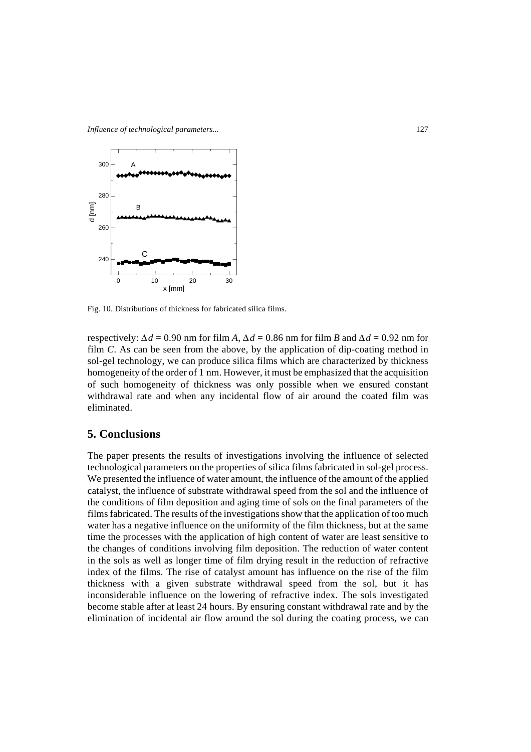Fig. 10. Distributions of thickness for fabricated silica films.

respectively: $\Delta d = 0.90$ nm for film *A*, $\Delta d = 0.86$ nm for film *B* and $\Delta d = 0.92$ nm for film *C*. As can be seen from the above, by the application of dip-coating method in sol-gel technology, we can produce silica films which are characterized by thickness homogeneity of the order of 1 nm. However, it must be emphasized that the acquisition of such homogeneity of thickness was only possible when we ensured constant withdrawal rate and when any incidental flow of air around the coated film was eliminated.

## 5. Conclusions

The paper presents the results of investigations involving the influence of selected technological parameters on the properties of silica films fabricated in sol-gel process. We presented the influence of water amount, the influence of the amount of the applied catalyst, the influence of substrate withdrawal speed from the sol and the influence of the conditions of film deposition and aging time of sols on the final parameters of the films fabricated. The results of the investigations show that the application of too much water has a negative influence on the uniformity of the film thickness, but at the same time the processes with the application of high content of water are least sensitive to the changes of conditions involving film deposition. The reduction of water content in the sols as well as longer time of film drying result in the reduction of refractive index of the films. The rise of catalyst amount has influence on the rise of the film thickness with a given substrate withdrawal speed from the sol, but it has inconsiderable influence on the lowering of refractive index. The sols investigated become stable after at least 24 hours. By ensuring constant withdrawal rate and by the elimination of incidental air flow around the sol during the coating process, we can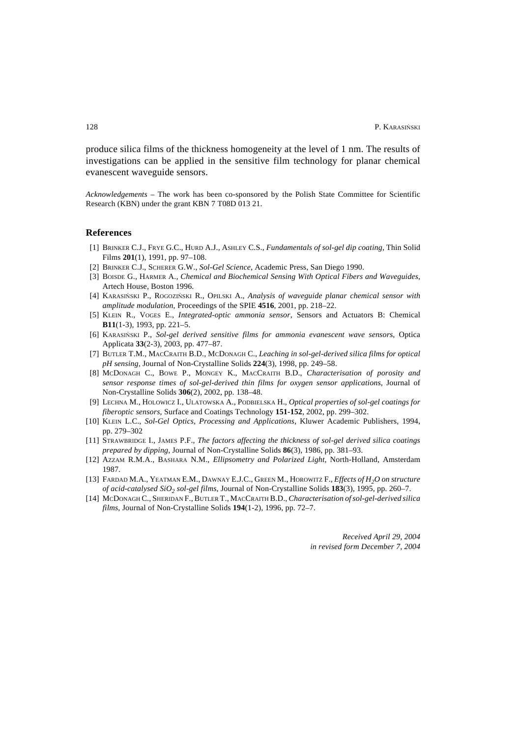produce silica films of the thickness homogeneity at the level of 1 nm. The results of investigations can be applied in the sensitive film technology for planar chemical evanescent waveguide sensors.

*Acknowledgements* – The work has been co-sponsored by the Polish State Committee for Scientific Research (KBN) under the grant KBN 7 T08D 013 21.

## References

[1] Brinker C.J., Frye G.C., Hurd A.J., Ashley C.S., *Fundamentals of sol-gel dip coating*, Thin Solid Films **201**(1), 1991, pp. 97–108.

[2] Brinker C.J., Scherer G.W., *Sol-Gel Science*, Academic Press, San Diego 1990.

[3] Boisde G., Harmer A., *Chemical and Biochemical Sensing With Optical Fibers and Waveguides*, Artech House, Boston 1996.

[4] Karasiński P., Rogoziński R., Opilski A., *Analysis of waveguide planar chemical sensor with amplitude modulation*, Proceedings of the SPIE **4516**, 2001, pp. 218–22.

[5] Klein R., Voges E., *Integrated-optic ammonia sensor*, Sensors and Actuators B: Chemical **B11**(1-3), 1993, pp. 221–5.

[6] Karasiński P., *Sol-gel derived sensitive films for ammonia evanescent wave sensors*, Optica Applicata **33**(2-3), 2003, pp. 477–87.

[7] Butler T.M., MacCraith B.D., McDonagh C., *Leaching in sol-gel-derived silica films for optical pH sensing*, Journal of Non-Crystalline Solids **224**(3), 1998, pp. 249–58.

[8] McDonagh C., Bowe P., Mongey K., MacCraith B.D., *Characterisation of porosity and sensor response times of sol-gel-derived thin films for oxygen sensor applications*, Journal of Non-Crystalline Solids **306**(2), 2002, pp. 138–48.

[9] Lechna M., Holowicz I., Ulatowska A., Podbielska H., *Optical properties of sol-gel coatings for fiberoptic sensors*, Surface and Coatings Technology **151-152**, 2002, pp. 299–302.

[10] Klein L.C., *Sol-Gel Optics, Processing and Applications*, Kluwer Academic Publishers, 1994, pp. 279–302

[11] Strawbridge I., James P.F., *The factors affecting the thickness of sol-gel derived silica coatings prepared by dipping*, Journal of Non-Crystalline Solids **86**(3), 1986, pp. 381–93.

[12] Azzam R.M.A., Bashara N.M., *Ellipsometry and Polarized Light*, North-Holland, Amsterdam 1987.

[13] Fardad M.A., Yeatman E.M., Dawnay E.J.C., Green M., Horowitz F., *Effects of $H_2O$ on structure of acid-catalysed $SiO_2$ sol-gel films*, Journal of Non-Crystalline Solids **183**(3), 1995, pp. 260–7.

[14] McDonagh C., Sheridan F., Butler T., MacCraith B.D., *Characterisation of sol-gel-derived silica films*, Journal of Non-Crystalline Solids **194**(1-2), 1996, pp. 72–7.

*Received April 29, 2004*
*in revised form December 7, 2004*